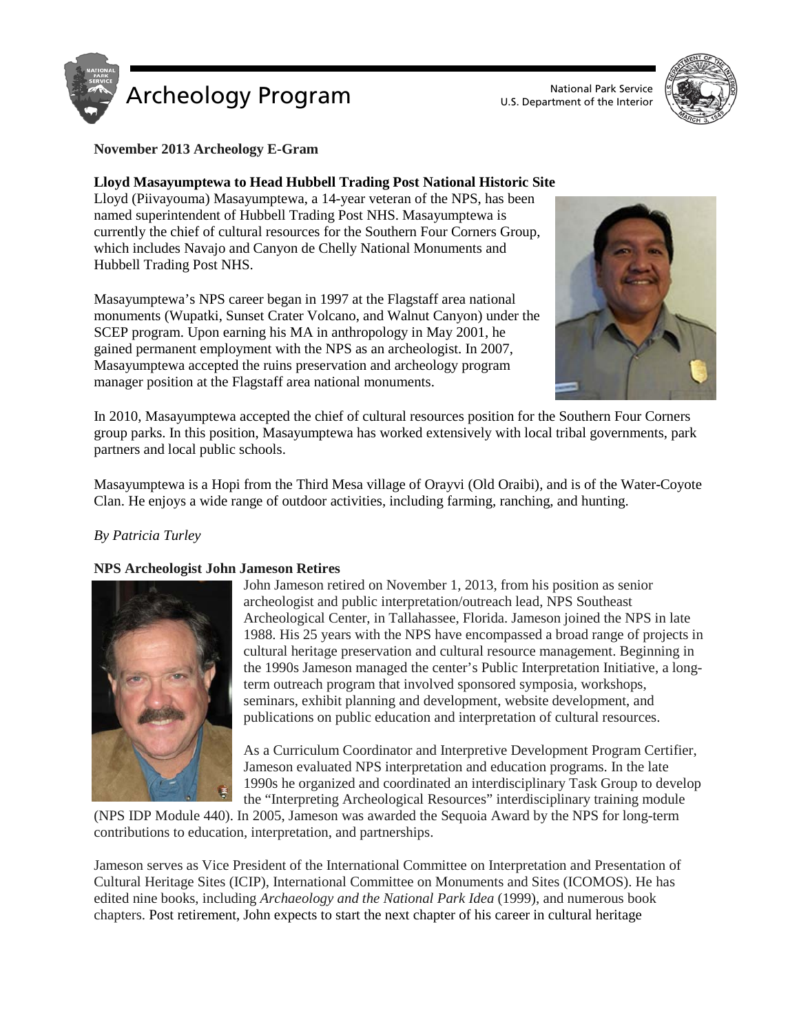# Archeology Program

National Park Service
U.S. Department of the Interior

**November 2013 Archeology E-Gram**

## Lloyd Masayumptewa to Head Hubbell Trading Post National Historic Site

Lloyd (Piivayouma) Masayumptewa, a 14-year veteran of the NPS, has been named superintendent of Hubbell Trading Post NHS. Masayumptewa is currently the chief of cultural resources for the Southern Four Corners Group, which includes Navajo and Canyon de Chelly National Monuments and Hubbell Trading Post NHS.

Masayumptewa's NPS career began in 1997 at the Flagstaff area national monuments (Wupatki, Sunset Crater Volcano, and Walnut Canyon) under the SCEP program. Upon earning his MA in anthropology in May 2001, he gained permanent employment with the NPS as an archeologist. In 2007, Masayumptewa accepted the ruins preservation and archeology program manager position at the Flagstaff area national monuments.

In 2010, Masayumptewa accepted the chief of cultural resources position for the Southern Four Corners group parks. In this position, Masayumptewa has worked extensively with local tribal governments, park partners and local public schools.

Masayumptewa is a Hopi from the Third Mesa village of Orayvi (Old Oraibi), and is of the Water-Coyote Clan. He enjoys a wide range of outdoor activities, including farming, ranching, and hunting.

*By Patricia Turley*

## NPS Archeologist John Jameson Retires

John Jameson retired on November 1, 2013, from his position as senior archeologist and public interpretation/outreach lead, NPS Southeast Archeological Center, in Tallahassee, Florida. Jameson joined the NPS in late 1988. His 25 years with the NPS have encompassed a broad range of projects in cultural heritage preservation and cultural resource management. Beginning in the 1990s Jameson managed the center's Public Interpretation Initiative, a long-term outreach program that involved sponsored symposia, workshops, seminars, exhibit planning and development, website development, and publications on public education and interpretation of cultural resources.

As a Curriculum Coordinator and Interpretive Development Program Certifier, Jameson evaluated NPS interpretation and education programs. In the late 1990s he organized and coordinated an interdisciplinary Task Group to develop the "Interpreting Archeological Resources" interdisciplinary training module (NPS IDP Module 440). In 2005, Jameson was awarded the Sequoia Award by the NPS for long-term contributions to education, interpretation, and partnerships.

Jameson serves as Vice President of the International Committee on Interpretation and Presentation of Cultural Heritage Sites (ICIP), International Committee on Monuments and Sites (ICOMOS). He has edited nine books, including *Archaeology and the National Park Idea* (1999), and numerous book chapters. Post retirement, John expects to start the next chapter of his career in cultural heritage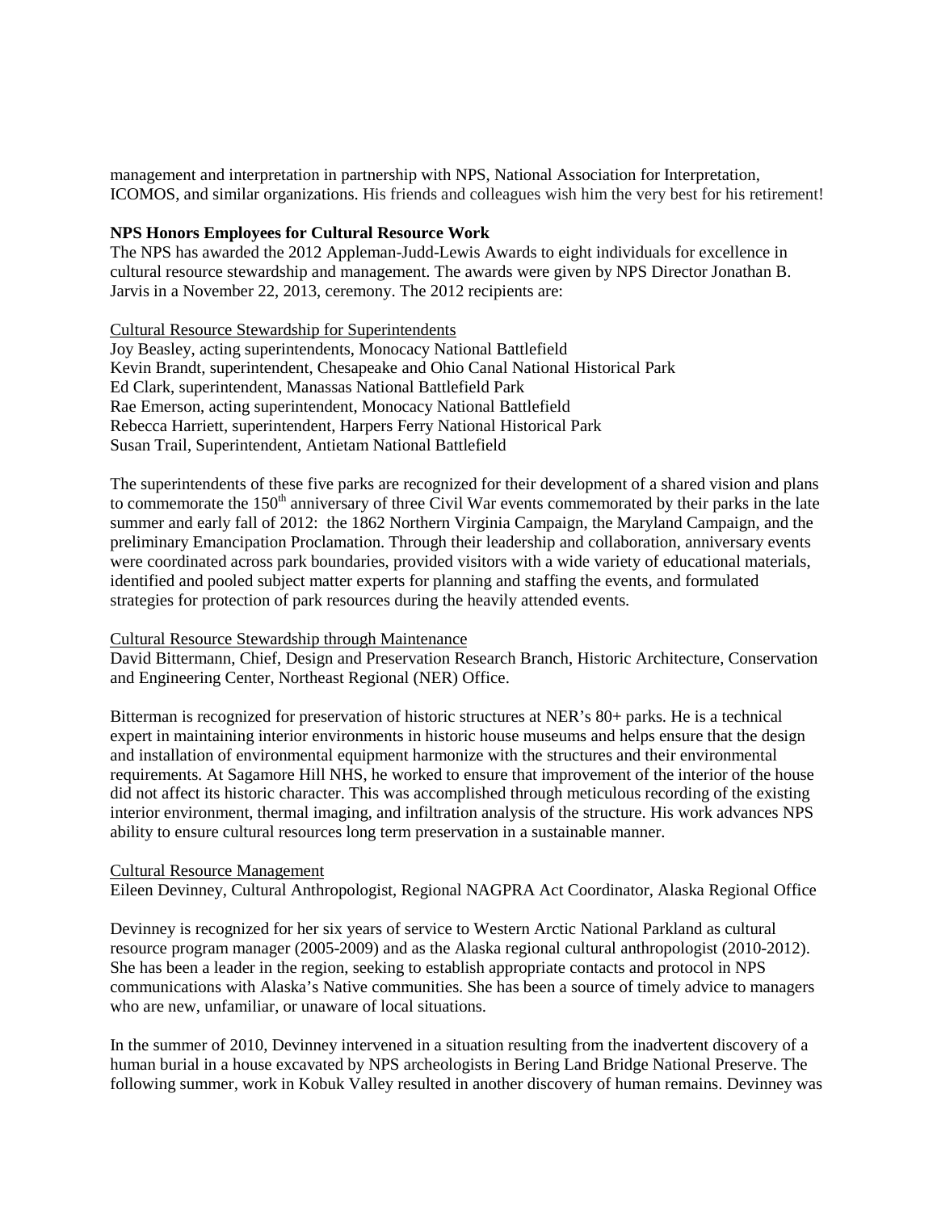management and interpretation in partnership with NPS, National Association for Interpretation, ICOMOS, and similar organizations. His friends and colleagues wish him the very best for his retirement!

**NPS Honors Employees for Cultural Resource Work**

The NPS has awarded the 2012 Appleman-Judd-Lewis Awards to eight individuals for excellence in cultural resource stewardship and management. The awards were given by NPS Director Jonathan B. Jarvis in a November 22, 2013, ceremony. The 2012 recipients are:

<u>Cultural Resource Stewardship for Superintendents</u>

Joy Beasley, acting superintendents, Monocacy National Battlefield
Kevin Brandt, superintendent, Chesapeake and Ohio Canal National Historical Park
Ed Clark, superintendent, Manassas National Battlefield Park
Rae Emerson, acting superintendent, Monocacy National Battlefield
Rebecca Harriett, superintendent, Harpers Ferry National Historical Park
Susan Trail, Superintendent, Antietam National Battlefield

The superintendents of these five parks are recognized for their development of a shared vision and plans to commemorate the 150th anniversary of three Civil War events commemorated by their parks in the late summer and early fall of 2012: the 1862 Northern Virginia Campaign, the Maryland Campaign, and the preliminary Emancipation Proclamation. Through their leadership and collaboration, anniversary events were coordinated across park boundaries, provided visitors with a wide variety of educational materials, identified and pooled subject matter experts for planning and staffing the events, and formulated strategies for protection of park resources during the heavily attended events.

<u>Cultural Resource Stewardship through Maintenance</u>

David Bittermann, Chief, Design and Preservation Research Branch, Historic Architecture, Conservation and Engineering Center, Northeast Regional (NER) Office.

Bitterman is recognized for preservation of historic structures at NER's 80+ parks. He is a technical expert in maintaining interior environments in historic house museums and helps ensure that the design and installation of environmental equipment harmonize with the structures and their environmental requirements. At Sagamore Hill NHS, he worked to ensure that improvement of the interior of the house did not affect its historic character. This was accomplished through meticulous recording of the existing interior environment, thermal imaging, and infiltration analysis of the structure. His work advances NPS ability to ensure cultural resources long term preservation in a sustainable manner.

<u>Cultural Resource Management</u>

Eileen Devinney, Cultural Anthropologist, Regional NAGPRA Act Coordinator, Alaska Regional Office

Devinney is recognized for her six years of service to Western Arctic National Parkland as cultural resource program manager (2005-2009) and as the Alaska regional cultural anthropologist (2010-2012). She has been a leader in the region, seeking to establish appropriate contacts and protocol in NPS communications with Alaska's Native communities. She has been a source of timely advice to managers who are new, unfamiliar, or unaware of local situations.

In the summer of 2010, Devinney intervened in a situation resulting from the inadvertent discovery of a human burial in a house excavated by NPS archeologists in Bering Land Bridge National Preserve. The following summer, work in Kobuk Valley resulted in another discovery of human remains. Devinney was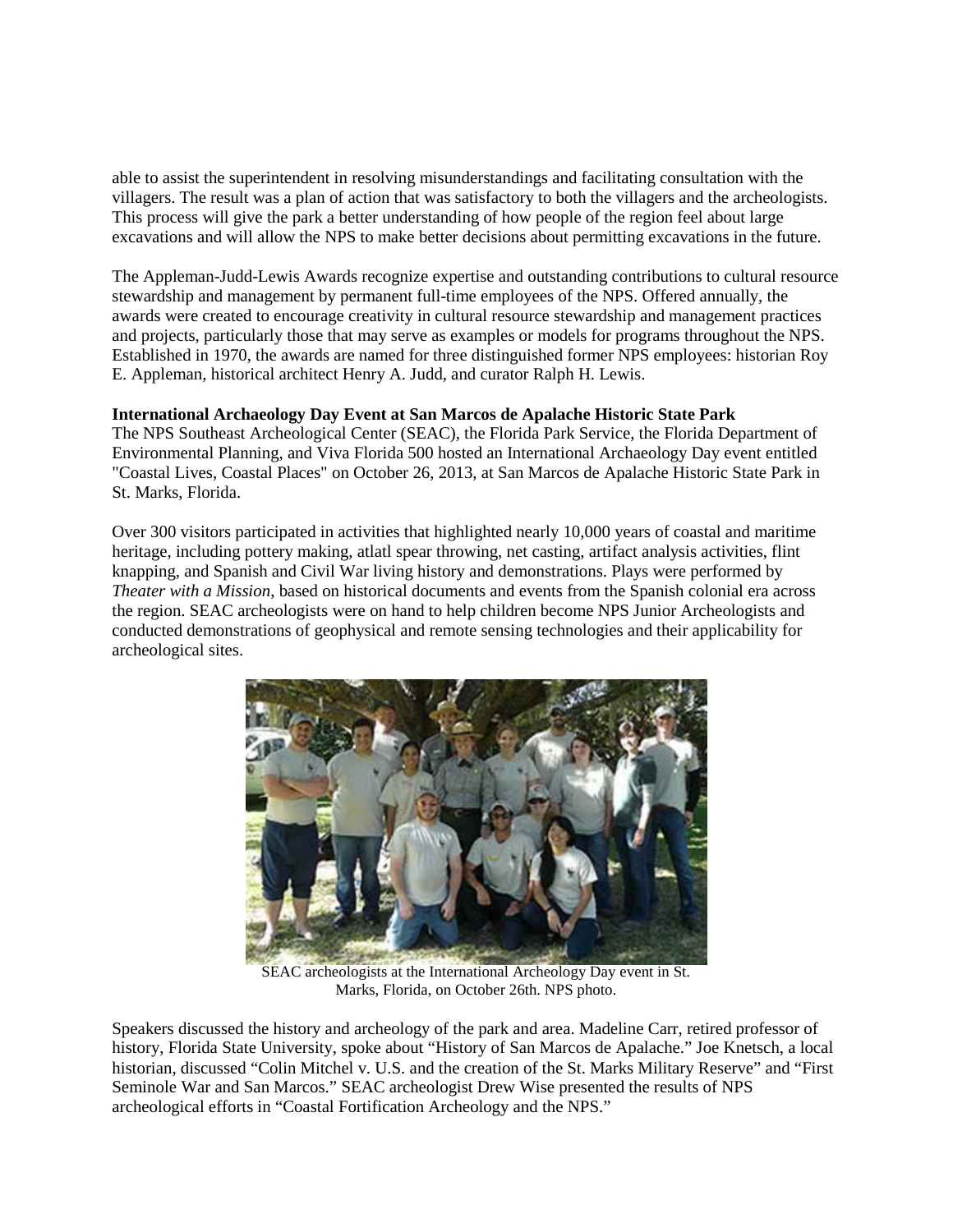able to assist the superintendent in resolving misunderstandings and facilitating consultation with the villagers. The result was a plan of action that was satisfactory to both the villagers and the archeologists. This process will give the park a better understanding of how people of the region feel about large excavations and will allow the NPS to make better decisions about permitting excavations in the future.

The Appleman-Judd-Lewis Awards recognize expertise and outstanding contributions to cultural resource stewardship and management by permanent full-time employees of the NPS. Offered annually, the awards were created to encourage creativity in cultural resource stewardship and management practices and projects, particularly those that may serve as examples or models for programs throughout the NPS. Established in 1970, the awards are named for three distinguished former NPS employees: historian Roy E. Appleman, historical architect Henry A. Judd, and curator Ralph H. Lewis.

**International Archaeology Day Event at San Marcos de Apalache Historic State Park**

The NPS Southeast Archeological Center (SEAC), the Florida Park Service, the Florida Department of Environmental Planning, and Viva Florida 500 hosted an International Archaeology Day event entitled "Coastal Lives, Coastal Places" on October 26, 2013, at San Marcos de Apalache Historic State Park in St. Marks, Florida.

Over 300 visitors participated in activities that highlighted nearly 10,000 years of coastal and maritime heritage, including pottery making, atlatl spear throwing, net casting, artifact analysis activities, flint knapping, and Spanish and Civil War living history and demonstrations. Plays were performed by *Theater with a Mission*, based on historical documents and events from the Spanish colonial era across the region. SEAC archeologists were on hand to help children become NPS Junior Archeologists and conducted demonstrations of geophysical and remote sensing technologies and their applicability for archeological sites.

SEAC archeologists at the International Archeology Day event in St. Marks, Florida, on October 26th. NPS photo.

Speakers discussed the history and archeology of the park and area. Madeline Carr, retired professor of history, Florida State University, spoke about "History of San Marcos de Apalache." Joe Knetsch, a local historian, discussed "Colin Mitchel v. U.S. and the creation of the St. Marks Military Reserve" and "First Seminole War and San Marcos." SEAC archeologist Drew Wise presented the results of NPS archeological efforts in "Coastal Fortification Archeology and the NPS."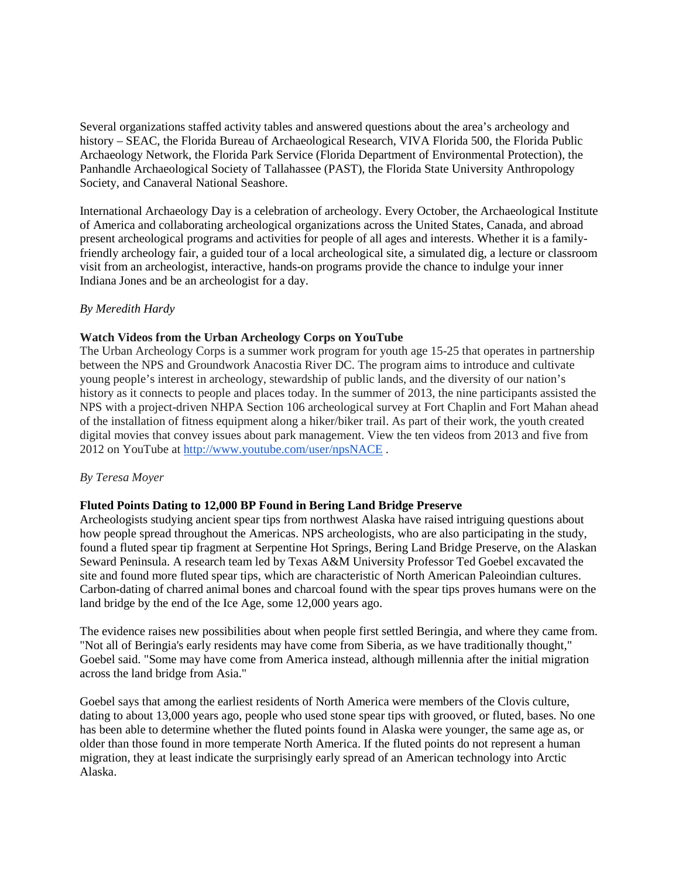Several organizations staffed activity tables and answered questions about the area's archeology and history – SEAC, the Florida Bureau of Archaeological Research, VIVA Florida 500, the Florida Public Archaeology Network, the Florida Park Service (Florida Department of Environmental Protection), the Panhandle Archaeological Society of Tallahassee (PAST), the Florida State University Anthropology Society, and Canaveral National Seashore.

International Archaeology Day is a celebration of archeology. Every October, the Archaeological Institute of America and collaborating archeological organizations across the United States, Canada, and abroad present archeological programs and activities for people of all ages and interests. Whether it is a family-friendly archeology fair, a guided tour of a local archeological site, a simulated dig, a lecture or classroom visit from an archeologist, interactive, hands-on programs provide the chance to indulge your inner Indiana Jones and be an archeologist for a day.

*By Meredith Hardy*

**Watch Videos from the Urban Archeology Corps on YouTube**

The Urban Archeology Corps is a summer work program for youth age 15-25 that operates in partnership between the NPS and Groundwork Anacostia River DC. The program aims to introduce and cultivate young people's interest in archeology, stewardship of public lands, and the diversity of our nation's history as it connects to people and places today. In the summer of 2013, the nine participants assisted the NPS with a project-driven NHPA Section 106 archeological survey at Fort Chaplin and Fort Mahan ahead of the installation of fitness equipment along a hiker/biker trail. As part of their work, the youth created digital movies that convey issues about park management. View the ten videos from 2013 and five from 2012 on YouTube at http://www.youtube.com/user/npsNACE .

*By Teresa Moyer*

**Fluted Points Dating to 12,000 BP Found in Bering Land Bridge Preserve**

Archeologists studying ancient spear tips from northwest Alaska have raised intriguing questions about how people spread throughout the Americas. NPS archeologists, who are also participating in the study, found a fluted spear tip fragment at Serpentine Hot Springs, Bering Land Bridge Preserve, on the Alaskan Seward Peninsula. A research team led by Texas A&M University Professor Ted Goebel excavated the site and found more fluted spear tips, which are characteristic of North American Paleoindian cultures. Carbon-dating of charred animal bones and charcoal found with the spear tips proves humans were on the land bridge by the end of the Ice Age, some 12,000 years ago.

The evidence raises new possibilities about when people first settled Beringia, and where they came from. "Not all of Beringia's early residents may have come from Siberia, as we have traditionally thought," Goebel said. "Some may have come from America instead, although millennia after the initial migration across the land bridge from Asia."

Goebel says that among the earliest residents of North America were members of the Clovis culture, dating to about 13,000 years ago, people who used stone spear tips with grooved, or fluted, bases. No one has been able to determine whether the fluted points found in Alaska were younger, the same age as, or older than those found in more temperate North America. If the fluted points do not represent a human migration, they at least indicate the surprisingly early spread of an American technology into Arctic Alaska.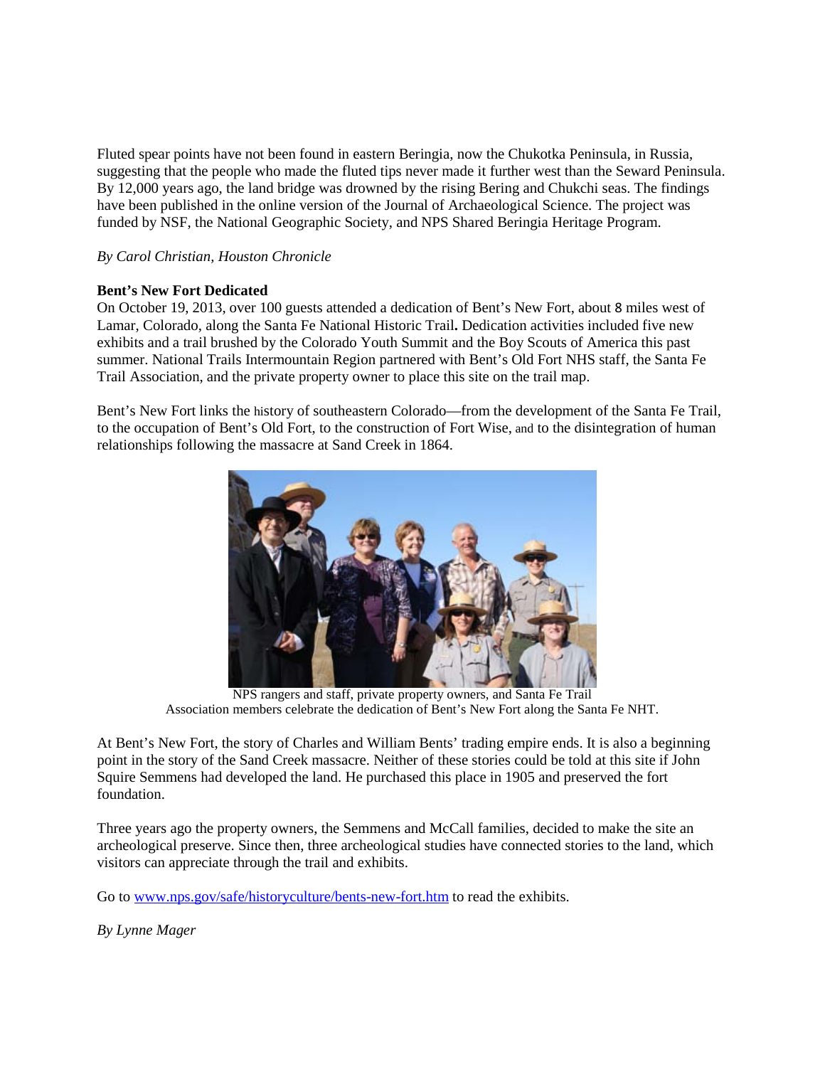Fluted spear points have not been found in eastern Beringia, now the Chukotka Peninsula, in Russia, suggesting that the people who made the fluted tips never made it further west than the Seward Peninsula. By 12,000 years ago, the land bridge was drowned by the rising Bering and Chukchi seas. The findings have been published in the online version of the Journal of Archaeological Science. The project was funded by NSF, the National Geographic Society, and NPS Shared Beringia Heritage Program.

*By Carol Christian, Houston Chronicle*

**Bent's New Fort Dedicated**

On October 19, 2013, over 100 guests attended a dedication of Bent's New Fort, about 8 miles west of Lamar, Colorado, along the Santa Fe National Historic Trail**.** Dedication activities included five new exhibits and a trail brushed by the Colorado Youth Summit and the Boy Scouts of America this past summer. National Trails Intermountain Region partnered with Bent's Old Fort NHS staff, the Santa Fe Trail Association, and the private property owner to place this site on the trail map.

Bent's New Fort links the history of southeastern Colorado—from the development of the Santa Fe Trail, to the occupation of Bent's Old Fort, to the construction of Fort Wise, and to the disintegration of human relationships following the massacre at Sand Creek in 1864.

NPS rangers and staff, private property owners, and Santa Fe Trail Association members celebrate the dedication of Bent's New Fort along the Santa Fe NHT.

At Bent's New Fort, the story of Charles and William Bents' trading empire ends. It is also a beginning point in the story of the Sand Creek massacre. Neither of these stories could be told at this site if John Squire Semmens had developed the land. He purchased this place in 1905 and preserved the fort foundation.

Three years ago the property owners, the Semmens and McCall families, decided to make the site an archeological preserve. Since then, three archeological studies have connected stories to the land, which visitors can appreciate through the trail and exhibits.

Go to [www.nps.gov/safe/historyculture/bents-new-fort.htm](http://www.nps.gov/safe/historyculture/bents-new-fort.htm) to read the exhibits.

*By Lynne Mager*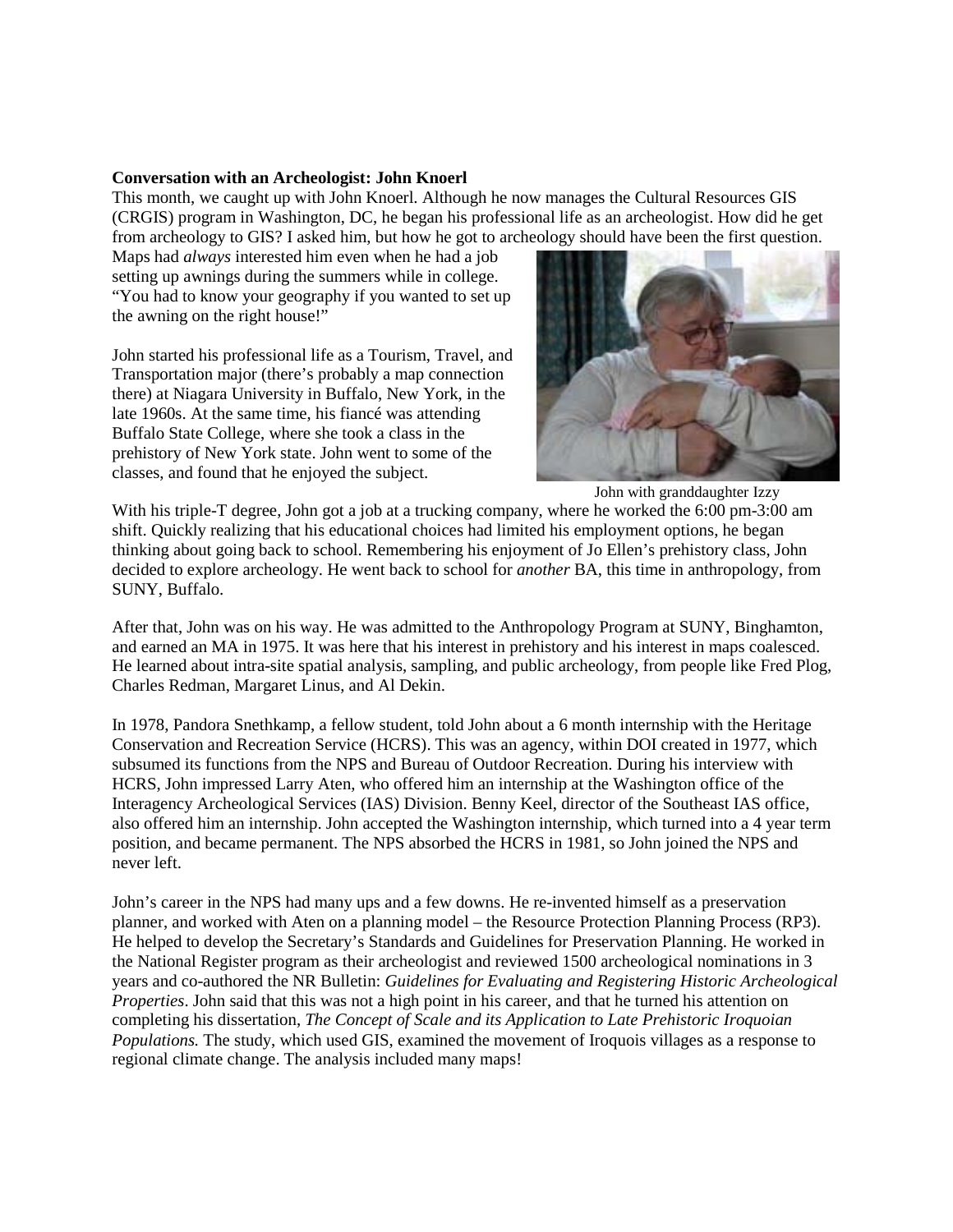**Conversation with an Archeologist: John Knoerl**

This month, we caught up with John Knoerl. Although he now manages the Cultural Resources GIS (CRGIS) program in Washington, DC, he began his professional life as an archeologist. How did he get from archeology to GIS? I asked him, but how he got to archeology should have been the first question.

Maps had *always* interested him even when he had a job setting up awnings during the summers while in college. "You had to know your geography if you wanted to set up the awning on the right house!"

John started his professional life as a Tourism, Travel, and Transportation major (there's probably a map connection there) at Niagara University in Buffalo, New York, in the late 1960s. At the same time, his fiancé was attending Buffalo State College, where she took a class in the prehistory of New York state. John went to some of the classes, and found that he enjoyed the subject.

John with granddaughter Izzy

With his triple-T degree, John got a job at a trucking company, where he worked the 6:00 pm-3:00 am shift. Quickly realizing that his educational choices had limited his employment options, he began thinking about going back to school. Remembering his enjoyment of Jo Ellen's prehistory class, John decided to explore archeology. He went back to school for *another* BA, this time in anthropology, from SUNY, Buffalo.

After that, John was on his way. He was admitted to the Anthropology Program at SUNY, Binghamton, and earned an MA in 1975. It was here that his interest in prehistory and his interest in maps coalesced. He learned about intra-site spatial analysis, sampling, and public archeology, from people like Fred Plog, Charles Redman, Margaret Linus, and Al Dekin.

In 1978, Pandora Snethkamp, a fellow student, told John about a 6 month internship with the Heritage Conservation and Recreation Service (HCRS). This was an agency, within DOI created in 1977, which subsumed its functions from the NPS and Bureau of Outdoor Recreation. During his interview with HCRS, John impressed Larry Aten, who offered him an internship at the Washington office of the Interagency Archeological Services (IAS) Division. Benny Keel, director of the Southeast IAS office, also offered him an internship. John accepted the Washington internship, which turned into a 4 year term position, and became permanent. The NPS absorbed the HCRS in 1981, so John joined the NPS and never left.

John's career in the NPS had many ups and a few downs. He re-invented himself as a preservation planner, and worked with Aten on a planning model – the Resource Protection Planning Process (RP3). He helped to develop the Secretary's Standards and Guidelines for Preservation Planning. He worked in the National Register program as their archeologist and reviewed 1500 archeological nominations in 3 years and co-authored the NR Bulletin: *Guidelines for Evaluating and Registering Historic Archeological Properties*. John said that this was not a high point in his career, and that he turned his attention on completing his dissertation, *The Concept of Scale and its Application to Late Prehistoric Iroquoian Populations.* The study, which used GIS, examined the movement of Iroquois villages as a response to regional climate change. The analysis included many maps!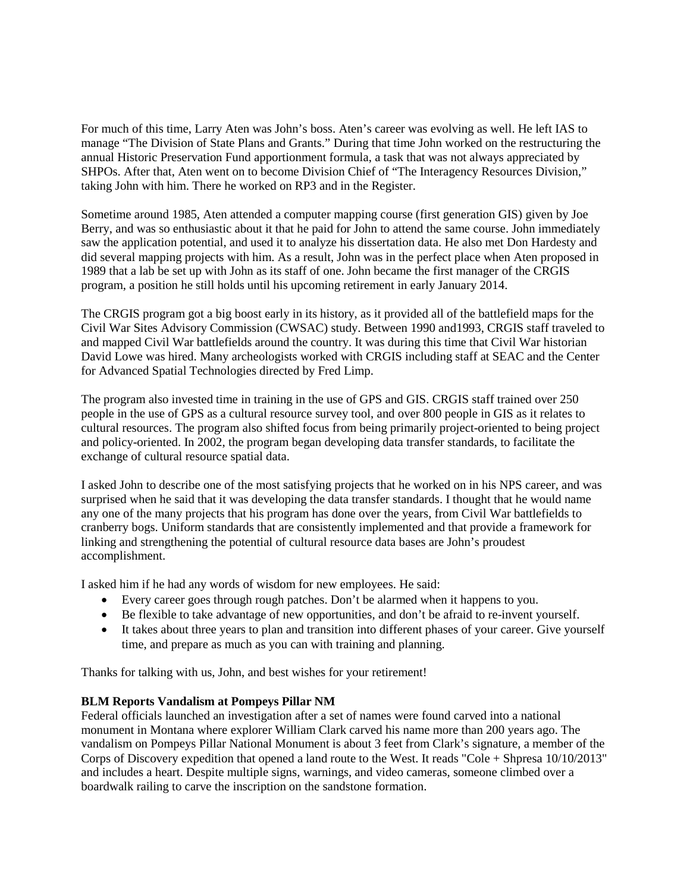For much of this time, Larry Aten was John's boss. Aten's career was evolving as well. He left IAS to manage "The Division of State Plans and Grants." During that time John worked on the restructuring the annual Historic Preservation Fund apportionment formula, a task that was not always appreciated by SHPOs. After that, Aten went on to become Division Chief of "The Interagency Resources Division," taking John with him. There he worked on RP3 and in the Register.

Sometime around 1985, Aten attended a computer mapping course (first generation GIS) given by Joe Berry, and was so enthusiastic about it that he paid for John to attend the same course. John immediately saw the application potential, and used it to analyze his dissertation data. He also met Don Hardesty and did several mapping projects with him. As a result, John was in the perfect place when Aten proposed in 1989 that a lab be set up with John as its staff of one. John became the first manager of the CRGIS program, a position he still holds until his upcoming retirement in early January 2014.

The CRGIS program got a big boost early in its history, as it provided all of the battlefield maps for the Civil War Sites Advisory Commission (CWSAC) study. Between 1990 and1993, CRGIS staff traveled to and mapped Civil War battlefields around the country. It was during this time that Civil War historian David Lowe was hired. Many archeologists worked with CRGIS including staff at SEAC and the Center for Advanced Spatial Technologies directed by Fred Limp.

The program also invested time in training in the use of GPS and GIS. CRGIS staff trained over 250 people in the use of GPS as a cultural resource survey tool, and over 800 people in GIS as it relates to cultural resources. The program also shifted focus from being primarily project-oriented to being project and policy-oriented. In 2002, the program began developing data transfer standards, to facilitate the exchange of cultural resource spatial data.

I asked John to describe one of the most satisfying projects that he worked on in his NPS career, and was surprised when he said that it was developing the data transfer standards. I thought that he would name any one of the many projects that his program has done over the years, from Civil War battlefields to cranberry bogs. Uniform standards that are consistently implemented and that provide a framework for linking and strengthening the potential of cultural resource data bases are John's proudest accomplishment.

I asked him if he had any words of wisdom for new employees. He said:

- Every career goes through rough patches. Don't be alarmed when it happens to you.
- Be flexible to take advantage of new opportunities, and don't be afraid to re-invent yourself.
- It takes about three years to plan and transition into different phases of your career. Give yourself time, and prepare as much as you can with training and planning.

Thanks for talking with us, John, and best wishes for your retirement!

**BLM Reports Vandalism at Pompeys Pillar NM**

Federal officials launched an investigation after a set of names were found carved into a national monument in Montana where explorer William Clark carved his name more than 200 years ago. The vandalism on Pompeys Pillar National Monument is about 3 feet from Clark's signature, a member of the Corps of Discovery expedition that opened a land route to the West. It reads "Cole + Shpresa 10/10/2013" and includes a heart. Despite multiple signs, warnings, and video cameras, someone climbed over a boardwalk railing to carve the inscription on the sandstone formation.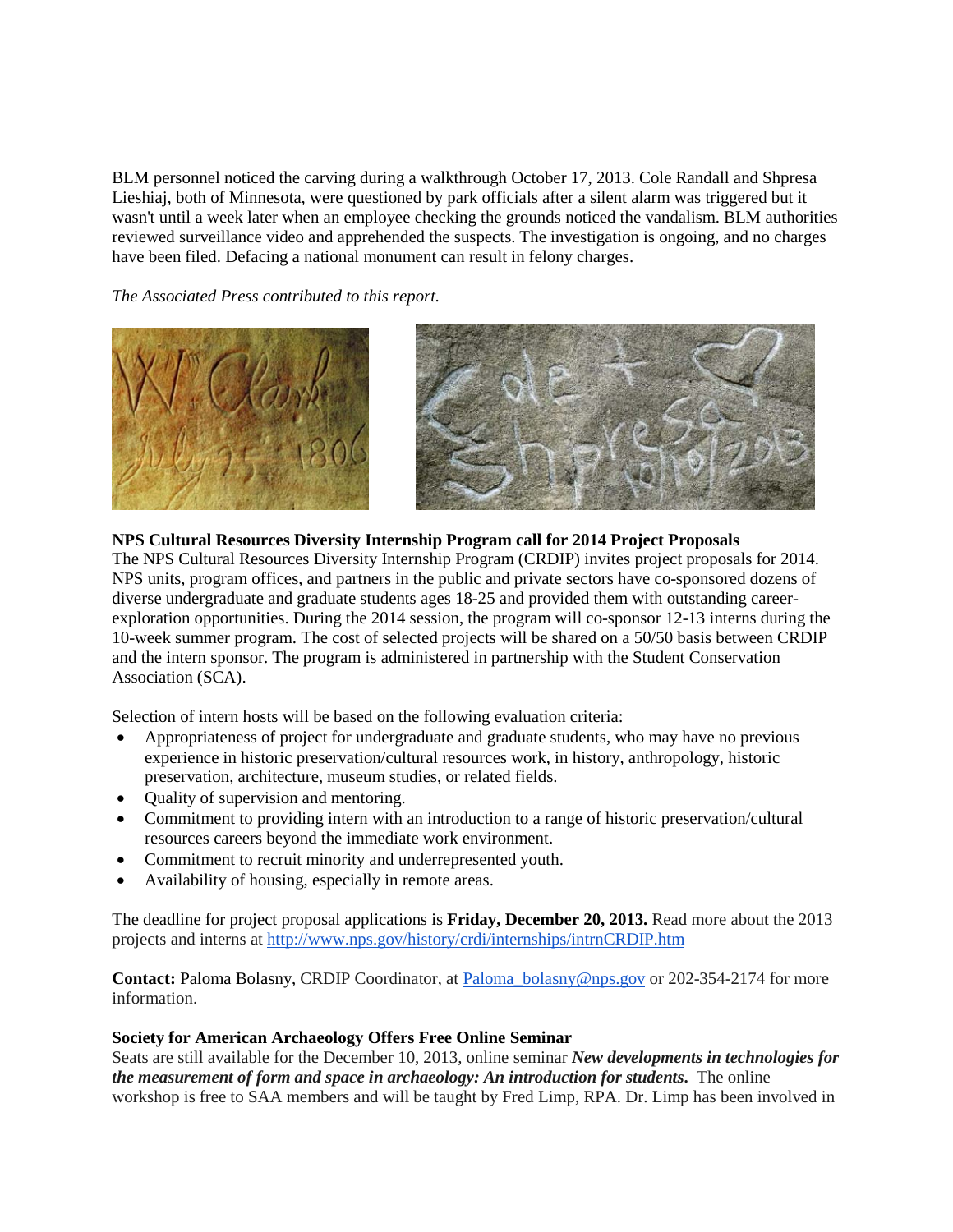BLM personnel noticed the carving during a walkthrough October 17, 2013. Cole Randall and Shpresa Lieshiaj, both of Minnesota, were questioned by park officials after a silent alarm was triggered but it wasn't until a week later when an employee checking the grounds noticed the vandalism. BLM authorities reviewed surveillance video and apprehended the suspects. The investigation is ongoing, and no charges have been filed. Defacing a national monument can result in felony charges.

*The Associated Press contributed to this report.*

**NPS Cultural Resources Diversity Internship Program call for 2014 Project Proposals**
The NPS Cultural Resources Diversity Internship Program (CRDIP) invites project proposals for 2014. NPS units, program offices, and partners in the public and private sectors have co-sponsored dozens of diverse undergraduate and graduate students ages 18-25 and provided them with outstanding career-exploration opportunities. During the 2014 session, the program will co-sponsor 12-13 interns during the 10-week summer program. The cost of selected projects will be shared on a 50/50 basis between CRDIP and the intern sponsor. The program is administered in partnership with the Student Conservation Association (SCA).

Selection of intern hosts will be based on the following evaluation criteria:

- Appropriateness of project for undergraduate and graduate students, who may have no previous experience in historic preservation/cultural resources work, in history, anthropology, historic preservation, architecture, museum studies, or related fields.
- Quality of supervision and mentoring.
- Commitment to providing intern with an introduction to a range of historic preservation/cultural resources careers beyond the immediate work environment.
- Commitment to recruit minority and underrepresented youth.
- Availability of housing, especially in remote areas.

The deadline for project proposal applications is **Friday, December 20, 2013.** Read more about the 2013 projects and interns at http://www.nps.gov/history/crdi/internships/intrnCRDIP.htm

**Contact:** Paloma Bolasny, CRDIP Coordinator, at Paloma_bolasny@nps.gov or 202-354-2174 for more information.

**Society for American Archaeology Offers Free Online Seminar**
Seats are still available for the December 10, 2013, online seminar ***New developments in technologies for the measurement of form and space in archaeology: An introduction for students.*** The online workshop is free to SAA members and will be taught by Fred Limp, RPA. Dr. Limp has been involved in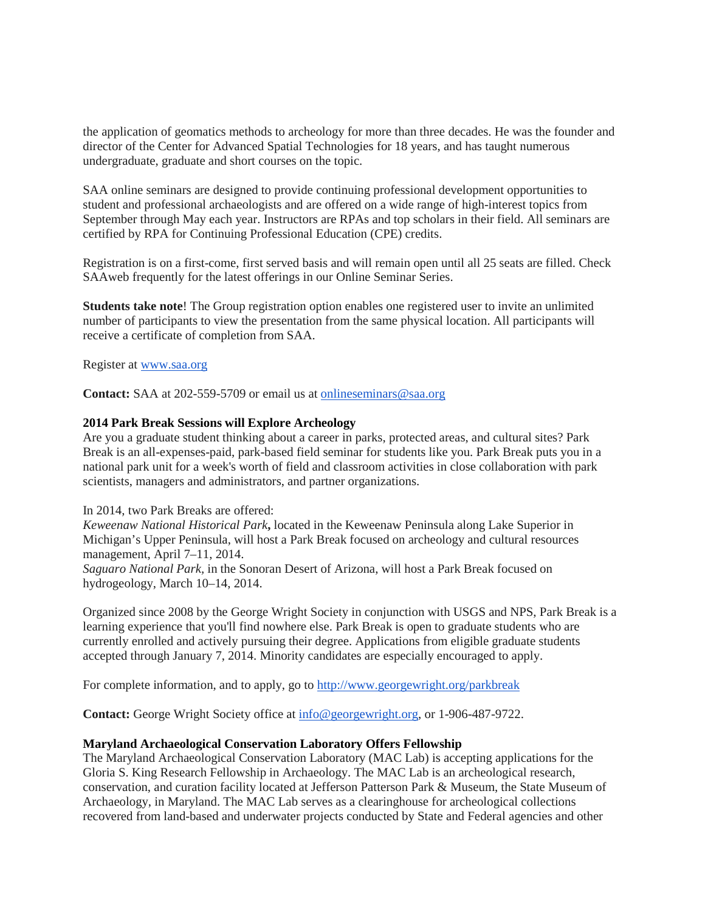the application of geomatics methods to archeology for more than three decades. He was the founder and director of the Center for Advanced Spatial Technologies for 18 years, and has taught numerous undergraduate, graduate and short courses on the topic.

SAA online seminars are designed to provide continuing professional development opportunities to student and professional archaeologists and are offered on a wide range of high-interest topics from September through May each year. Instructors are RPAs and top scholars in their field. All seminars are certified by RPA for Continuing Professional Education (CPE) credits.

Registration is on a first-come, first served basis and will remain open until all 25 seats are filled. Check SAAweb frequently for the latest offerings in our Online Seminar Series.

**Students take note**! The Group registration option enables one registered user to invite an unlimited number of participants to view the presentation from the same physical location. All participants will receive a certificate of completion from SAA.

Register at [www.saa.org](www.saa.org)

**Contact:** SAA at 202-559-5709 or email us at [onlineseminars@saa.org](mailto:onlineseminars@saa.org)

**2014 Park Break Sessions will Explore Archeology**
Are you a graduate student thinking about a career in parks, protected areas, and cultural sites? Park Break is an all-expenses-paid, park-based field seminar for students like you. Park Break puts you in a national park unit for a week's worth of field and classroom activities in close collaboration with park scientists, managers and administrators, and partner organizations.

In 2014, two Park Breaks are offered:
*Keweenaw National Historical Park***,** located in the Keweenaw Peninsula along Lake Superior in Michigan's Upper Peninsula, will host a Park Break focused on archeology and cultural resources management, April 7–11, 2014.
*Saguaro National Park*, in the Sonoran Desert of Arizona, will host a Park Break focused on hydrogeology, March 10–14, 2014.

Organized since 2008 by the George Wright Society in conjunction with USGS and NPS, Park Break is a learning experience that you'll find nowhere else. Park Break is open to graduate students who are currently enrolled and actively pursuing their degree. Applications from eligible graduate students accepted through January 7, 2014. Minority candidates are especially encouraged to apply.

For complete information, and to apply, go to [http://www.georgewright.org/parkbreak](http://www.georgewright.org/parkbreak)

**Contact:** George Wright Society office at [info@georgewright.org](mailto:info@georgewright.org), or 1-906-487-9722.

**Maryland Archaeological Conservation Laboratory Offers Fellowship**
The Maryland Archaeological Conservation Laboratory (MAC Lab) is accepting applications for the Gloria S. King Research Fellowship in Archaeology. The MAC Lab is an archeological research, conservation, and curation facility located at Jefferson Patterson Park & Museum, the State Museum of Archaeology, in Maryland. The MAC Lab serves as a clearinghouse for archeological collections recovered from land-based and underwater projects conducted by State and Federal agencies and other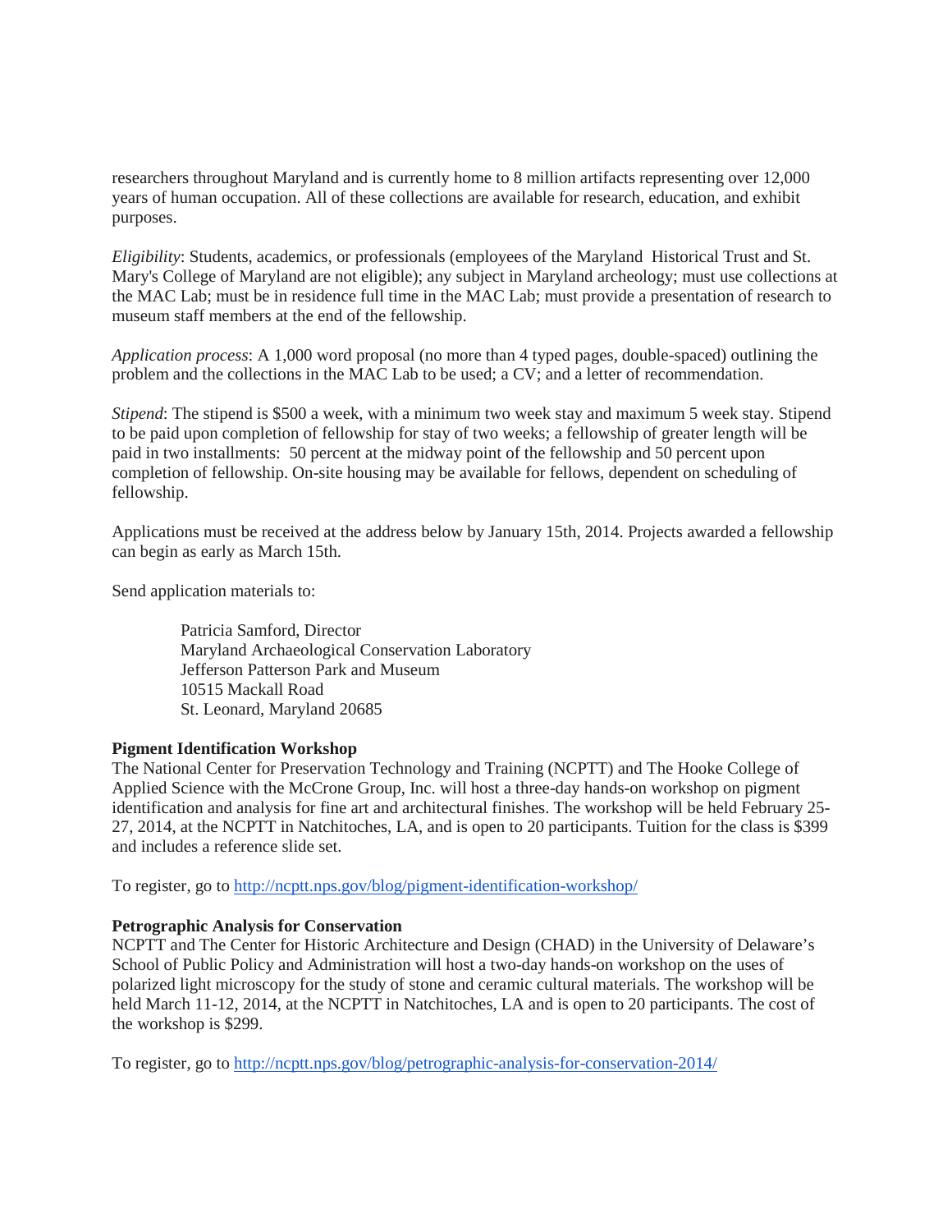researchers throughout Maryland and is currently home to 8 million artifacts representing over 12,000 years of human occupation. All of these collections are available for research, education, and exhibit purposes.

*Eligibility*: Students, academics, or professionals (employees of the Maryland Historical Trust and St. Mary's College of Maryland are not eligible); any subject in Maryland archeology; must use collections at the MAC Lab; must be in residence full time in the MAC Lab; must provide a presentation of research to museum staff members at the end of the fellowship.

*Application process*: A 1,000 word proposal (no more than 4 typed pages, double-spaced) outlining the problem and the collections in the MAC Lab to be used; a CV; and a letter of recommendation.

*Stipend*: The stipend is $500 a week, with a minimum two week stay and maximum 5 week stay. Stipend to be paid upon completion of fellowship for stay of two weeks; a fellowship of greater length will be paid in two installments: 50 percent at the midway point of the fellowship and 50 percent upon completion of fellowship. On-site housing may be available for fellows, dependent on scheduling of fellowship.

Applications must be received at the address below by January 15th, 2014. Projects awarded a fellowship can begin as early as March 15th.

Send application materials to:

> Patricia Samford, Director
> Maryland Archaeological Conservation Laboratory
> Jefferson Patterson Park and Museum
> 10515 Mackall Road
> St. Leonard, Maryland 20685

**Pigment Identification Workshop**

The National Center for Preservation Technology and Training (NCPTT) and The Hooke College of Applied Science with the McCrone Group, Inc. will host a three-day hands-on workshop on pigment identification and analysis for fine art and architectural finishes. The workshop will be held February 25-27, 2014, at the NCPTT in Natchitoches, LA, and is open to 20 participants. Tuition for the class is $399 and includes a reference slide set.

To register, go to http://ncptt.nps.gov/blog/pigment-identification-workshop/

**Petrographic Analysis for Conservation**

NCPTT and The Center for Historic Architecture and Design (CHAD) in the University of Delaware's School of Public Policy and Administration will host a two-day hands-on workshop on the uses of polarized light microscopy for the study of stone and ceramic cultural materials. The workshop will be held March 11-12, 2014, at the NCPTT in Natchitoches, LA and is open to 20 participants. The cost of the workshop is $299.

To register, go to http://ncptt.nps.gov/blog/petrographic-analysis-for-conservation-2014/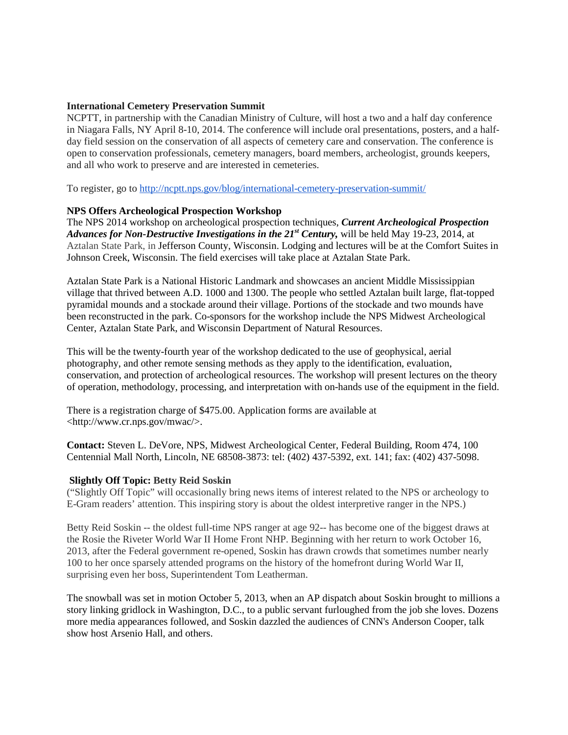**International Cemetery Preservation Summit**

NCPTT, in partnership with the Canadian Ministry of Culture, will host a two and a half day conference in Niagara Falls, NY April 8-10, 2014. The conference will include oral presentations, posters, and a half-day field session on the conservation of all aspects of cemetery care and conservation. The conference is open to conservation professionals, cemetery managers, board members, archeologist, grounds keepers, and all who work to preserve and are interested in cemeteries.

To register, go to http://ncptt.nps.gov/blog/international-cemetery-preservation-summit/

**NPS Offers Archeological Prospection Workshop**

The NPS 2014 workshop on archeological prospection techniques, ***Current Archeological Prospection Advances for Non-Destructive Investigations in the 21st Century,*** will be held May 19-23, 2014, at Aztalan State Park, in Jefferson County, Wisconsin. Lodging and lectures will be at the Comfort Suites in Johnson Creek, Wisconsin. The field exercises will take place at Aztalan State Park.

Aztalan State Park is a National Historic Landmark and showcases an ancient Middle Mississippian village that thrived between A.D. 1000 and 1300. The people who settled Aztalan built large, flat-topped pyramidal mounds and a stockade around their village. Portions of the stockade and two mounds have been reconstructed in the park. Co-sponsors for the workshop include the NPS Midwest Archeological Center, Aztalan State Park, and Wisconsin Department of Natural Resources.

This will be the twenty-fourth year of the workshop dedicated to the use of geophysical, aerial photography, and other remote sensing methods as they apply to the identification, evaluation, conservation, and protection of archeological resources. The workshop will present lectures on the theory of operation, methodology, processing, and interpretation with on-hands use of the equipment in the field.

There is a registration charge of $475.00. Application forms are available at <http://www.cr.nps.gov/mwac/>.

**Contact:** Steven L. DeVore, NPS, Midwest Archeological Center, Federal Building, Room 474, 100 Centennial Mall North, Lincoln, NE 68508-3873: tel: (402) 437-5392, ext. 141; fax: (402) 437-5098.

**Slightly Off Topic: Betty Reid Soskin**

("Slightly Off Topic" will occasionally bring news items of interest related to the NPS or archeology to E-Gram readers' attention. This inspiring story is about the oldest interpretive ranger in the NPS.)

Betty Reid Soskin -- the oldest full-time NPS ranger at age 92-- has become one of the biggest draws at the Rosie the Riveter World War II Home Front NHP. Beginning with her return to work October 16, 2013, after the Federal government re-opened, Soskin has drawn crowds that sometimes number nearly 100 to her once sparsely attended programs on the history of the homefront during World War II, surprising even her boss, Superintendent Tom Leatherman.

The snowball was set in motion October 5, 2013, when an AP dispatch about Soskin brought to millions a story linking gridlock in Washington, D.C., to a public servant furloughed from the job she loves. Dozens more media appearances followed, and Soskin dazzled the audiences of CNN's Anderson Cooper, talk show host Arsenio Hall, and others.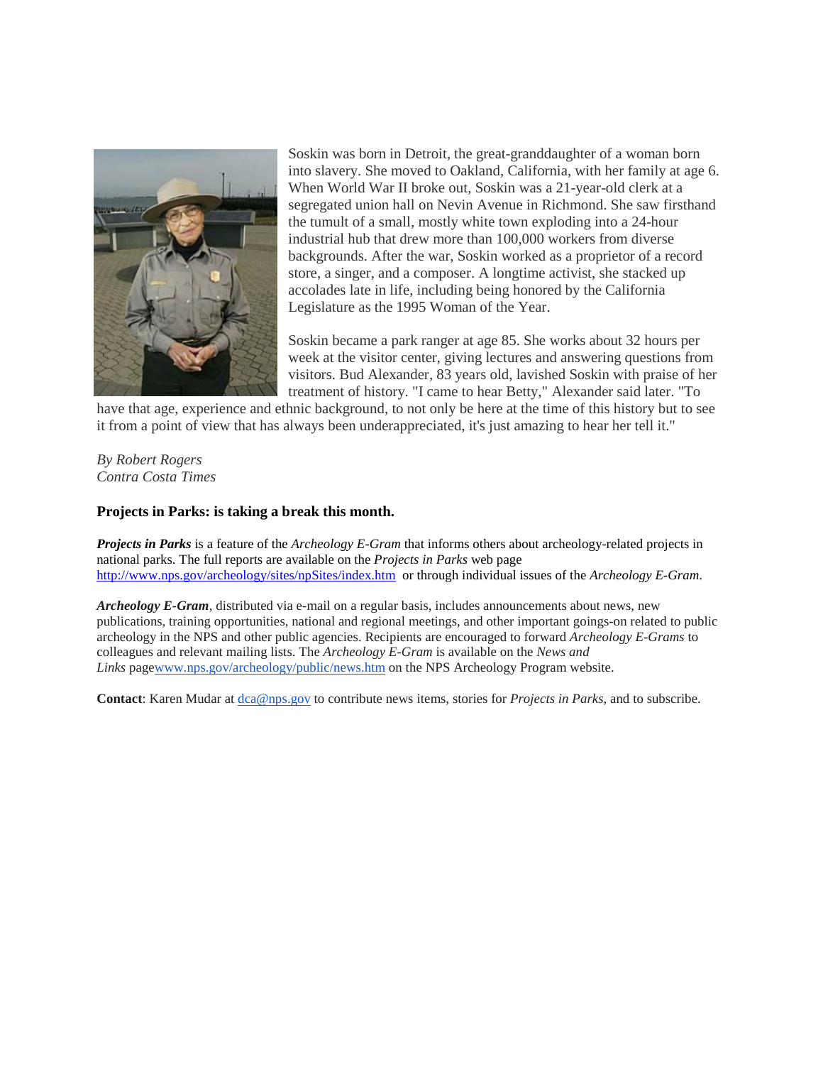Soskin was born in Detroit, the great-granddaughter of a woman born into slavery. She moved to Oakland, California, with her family at age 6. When World War II broke out, Soskin was a 21-year-old clerk at a segregated union hall on Nevin Avenue in Richmond. She saw firsthand the tumult of a small, mostly white town exploding into a 24-hour industrial hub that drew more than 100,000 workers from diverse backgrounds. After the war, Soskin worked as a proprietor of a record store, a singer, and a composer. A longtime activist, she stacked up accolades late in life, including being honored by the California Legislature as the 1995 Woman of the Year.

Soskin became a park ranger at age 85. She works about 32 hours per week at the visitor center, giving lectures and answering questions from visitors. Bud Alexander, 83 years old, lavished Soskin with praise of her treatment of history. "I came to hear Betty," Alexander said later. "To have that age, experience and ethnic background, to not only be here at the time of this history but to see it from a point of view that has always been underappreciated, it's just amazing to hear her tell it."

*By Robert Rogers*
*Contra Costa Times*

**Projects in Parks: is taking a break this month.**

***Projects in Parks*** is a feature of the *Archeology E-Gram* that informs others about archeology-related projects in national parks. The full reports are available on the *Projects in Parks* web page http://www.nps.gov/archeology/sites/npSites/index.htm or through individual issues of the *Archeology E-Gram*.

***Archeology E-Gram***, distributed via e-mail on a regular basis, includes announcements about news, new publications, training opportunities, national and regional meetings, and other important goings-on related to public archeology in the NPS and other public agencies. Recipients are encouraged to forward *Archeology E-Grams* to colleagues and relevant mailing lists. The *Archeology E-Gram* is available on the *News and Links* pagewww.nps.gov/archeology/public/news.htm on the NPS Archeology Program website.

**Contact**: Karen Mudar at dca@nps.gov to contribute news items, stories for *Projects in Parks*, and to subscribe.